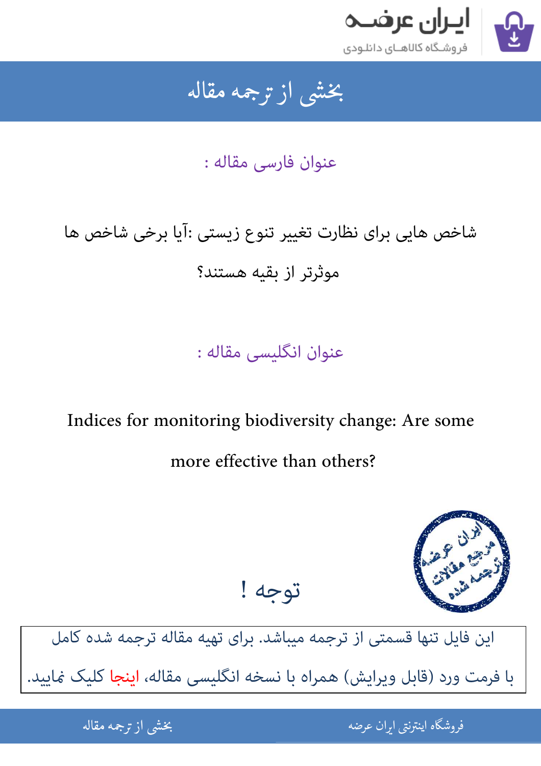# بخشی از ترجمه مقاله

عنوان فارسی مقاله :

شاخص هایی برای نظارت تغییر تنوع زیستی :آیا برخی شاخص ها موثرتر از بقیه هستند؟

عنوان انگلیسی مقاله :

Indices for monitoring biodiversity change: Are some more effective than others?

توجه !

این فایل تنها قسمتی از ترجمه میباشد. برای تهیه مقاله ترجمه شده کامل با فرمت ورد (قابل ویرایش) همراه با نسخه انگلیسی مقاله، اینجا کلیک نمایید.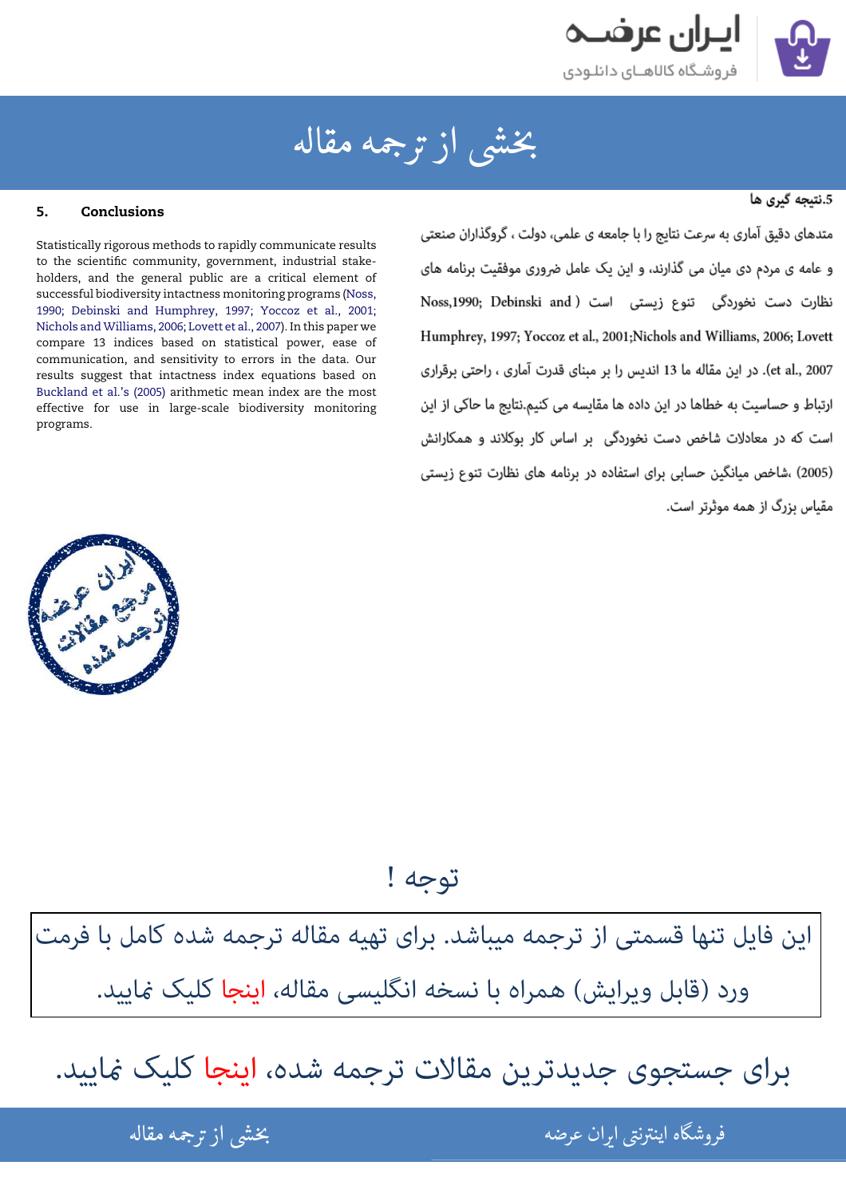# بخشی از ترجمه مقاله

## 5. Conclusions

Statistically rigorous methods to rapidly communicate results to the scientific community, government, industrial stakeholders, and the general public are a critical element of successful biodiversity intactness monitoring programs (Noss, 1990; Debinski and Humphrey, 1997; Yoccoz et al., 2001; Nichols and Williams, 2006; Lovett et al., 2007). In this paper we compare 13 indices based on statistical power, ease of communication, and sensitivity to errors in the data. Our results suggest that intactness index equations based on Buckland et al.'s (2005) arithmetic mean index are the most effective for use in large-scale biodiversity monitoring programs.

## 5.نتیجه گیری ها

متدهای دقیق آماری به سرعت نتایج را با جامعه ی علمی، دولت ، گروگذاران صنعتی و عامه ی مردم دی میان می گذارند، و این یک عامل ضروری موفقیت برنامه های نظارت دست نخوردگی تنوع زیستی است ( Noss,1990; Debinski and Humphrey, 1997; Yoccoz et al., 2001;Nichols and Williams, 2006; Lovett et al., 2007). در این مقاله ما 13 اندیس را بر مبنای قدرت آماری ، راحتی برقراری ارتباط و حساسیت به خطاها در این داده ها مقایسه می کنیم.نتایج ما حاکی از این است که در معادلات شاخص دست نخوردگی بر اساس کار بوکلاند و همکارانش (2005) ،شاخص میانگین حسابی برای استفاده در برنامه های نظارت تنوع زیستی مقیاس بزرگ از همه موثرتر است.

توجه !

این فایل تنها قسمتی از ترجمه میباشد. برای تهیه مقاله ترجمه شده کامل با فرمت ورد (قابل ویرایش) همراه با نسخه انگلیسی مقاله، اینجا کلیک نمایید.

برای جستجوی جدیدترین مقالات ترجمه شده، اینجا کلیک نمایید.